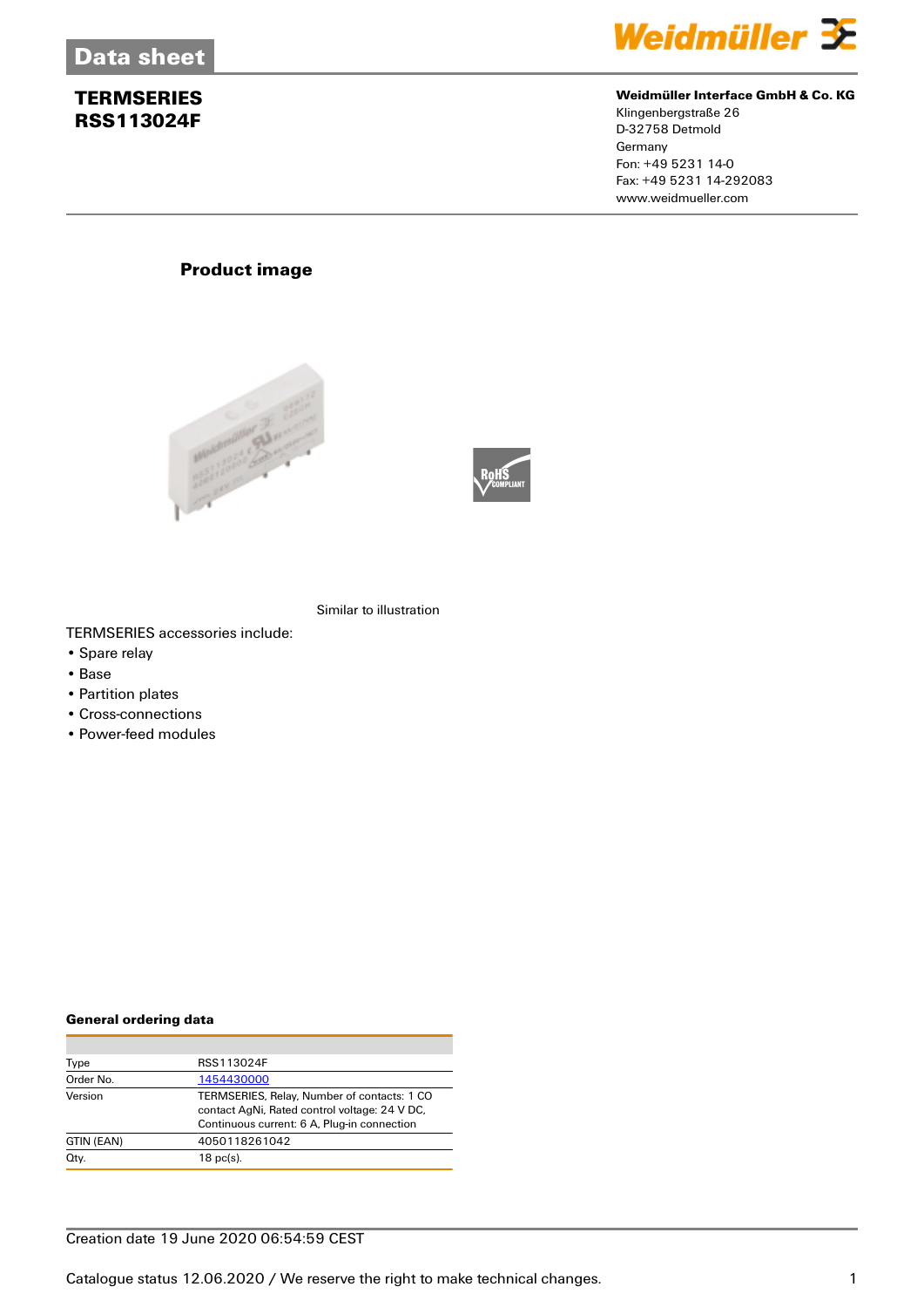# Data sheet

## TERMSERIES RSS113024F

**Weidmüller Interface GmbH & Co. KG**
Klingenbergstraße 26
D-32758 Detmold
Germany
Fon: +49 5231 14-0
Fax: +49 5231 14-292083
www.weidmueller.com

### Product image

Similar to illustration

TERMSERIES accessories include:

- Spare relay
- Base
- Partition plates
- Cross-connections
- Power-feed modules

### General ordering data

| | |
|---|---|
| Type | RSS113024F |
| Order No. | 1454430000 |
| Version | TERMSERIES, Relay, Number of contacts: 1 CO contact AgNi, Rated control voltage: 24 V DC, Continuous current: 6 A, Plug-in connection |
| GTIN (EAN) | 4050118261042 |
| Qty. | 18 pc(s). |

Creation date 19 June 2020 06:54:59 CEST

Catalogue status 12.06.2020 / We reserve the right to make technical changes.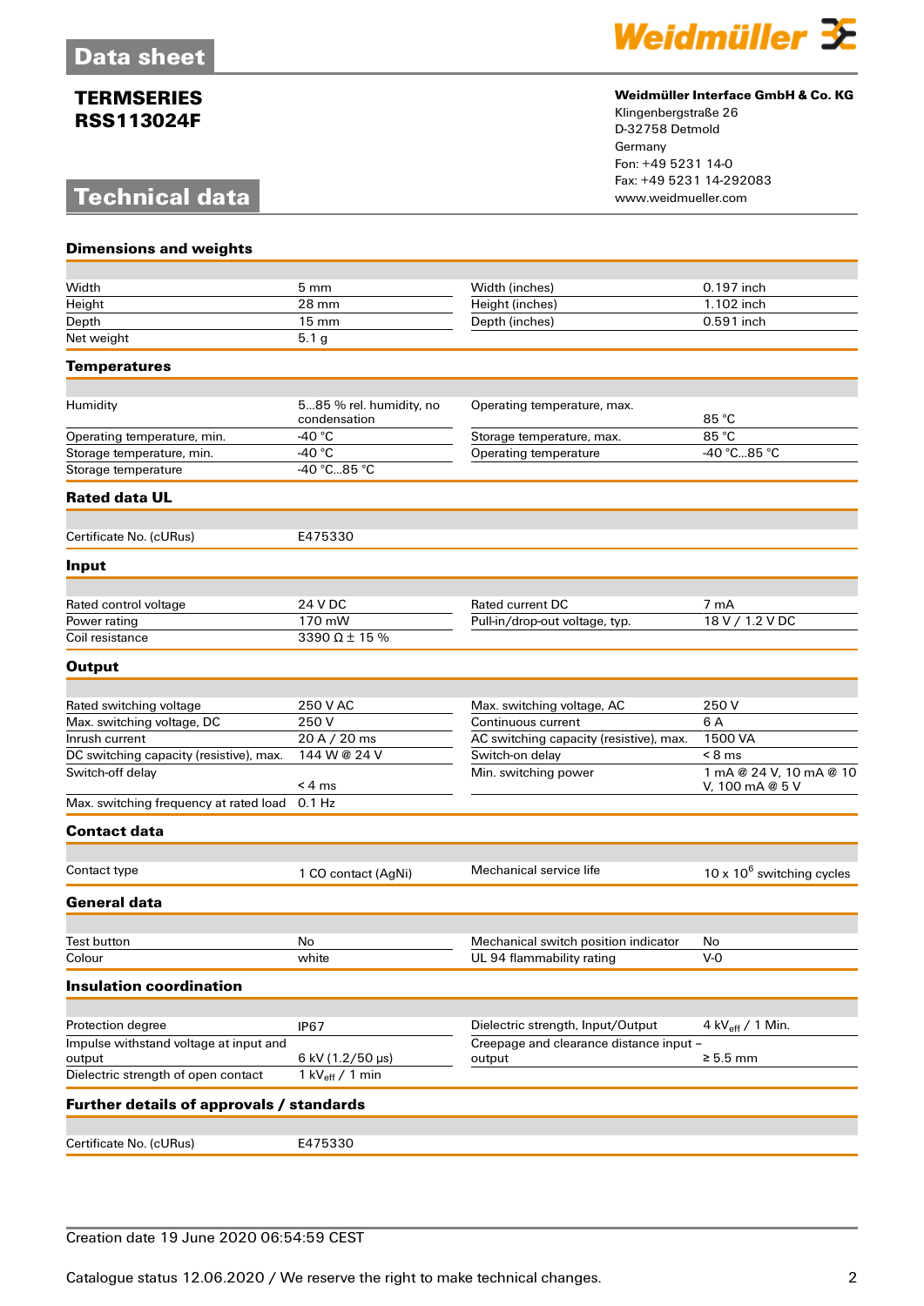# Data sheet

**TERMSERIES**
**RSS113024F**

**Weidmüller Interface GmbH & Co. KG**
Klingenbergstraße 26
D-32758 Detmold
Germany
Fon: +49 5231 14-0
Fax: +49 5231 14-292083
www.weidmueller.com

# Technical data

## Dimensions and weights

| | | | |
|---|---|---|---|
| Width | 5 mm | Width (inches) | 0.197 inch |
| Height | 28 mm | Height (inches) | 1.102 inch |
| Depth | 15 mm | Depth (inches) | 0.591 inch |
| Net weight | 5.1 g | | |

## Temperatures

| | | | |
|---|---|---|---|
| Humidity | 5...85 % rel. humidity, no condensation | Operating temperature, max. | 85 °C |
| Operating temperature, min. | -40 °C | Storage temperature, max. | 85 °C |
| Storage temperature, min. | -40 °C | Operating temperature | -40 °C...85 °C |
| Storage temperature | -40 °C...85 °C | | |

## Rated data UL

| | |
|---|---|
| Certificate No. (cURus) | E475330 |

## Input

| | | | |
|---|---|---|---|
| Rated control voltage | 24 V DC | Rated current DC | 7 mA |
| Power rating | 170 mW | Pull-in/drop-out voltage, typ. | 18 V / 1.2 V DC |
| Coil resistance | 3390 Ω ± 15 % | | |

## Output

| | | | |
|---|---|---|---|
| Rated switching voltage | 250 V AC | Max. switching voltage, AC | 250 V |
| Max. switching voltage, DC | 250 V | Continuous current | 6 A |
| Inrush current | 20 A / 20 ms | AC switching capacity (resistive), max. | 1500 VA |
| DC switching capacity (resistive), max. | 144 W @ 24 V | Switch-on delay | < 8 ms |
| Switch-off delay | < 4 ms | Min. switching power | 1 mA @ 24 V, 10 mA @ 10 V, 100 mA @ 5 V |
| Max. switching frequency at rated load | 0.1 Hz | | |

## Contact data

| | | | |
|---|---|---|---|
| Contact type | 1 CO contact (AgNi) | Mechanical service life | $10 \times 10^6$ switching cycles |

## General data

| | | | |
|---|---|---|---|
| Test button | No | Mechanical switch position indicator | No |
| Colour | white | UL 94 flammability rating | V-0 |

## Insulation coordination

| | | | |
|---|---|---|---|
| Protection degree | IP67 | Dielectric strength, Input/Output | 4 $kV_{eff}$ / 1 Min. |
| Impulse withstand voltage at input and output | 6 kV (1.2/50 µs) | Creepage and clearance distance input – output | ≥ 5.5 mm |
| Dielectric strength of open contact | 1 $kV_{eff}$ / 1 min | | |

## Further details of approvals / standards

| | |
|---|---|
| Certificate No. (cURus) | E475330 |

Creation date 19 June 2020 06:54:59 CEST

Catalogue status 12.06.2020 / We reserve the right to make technical changes.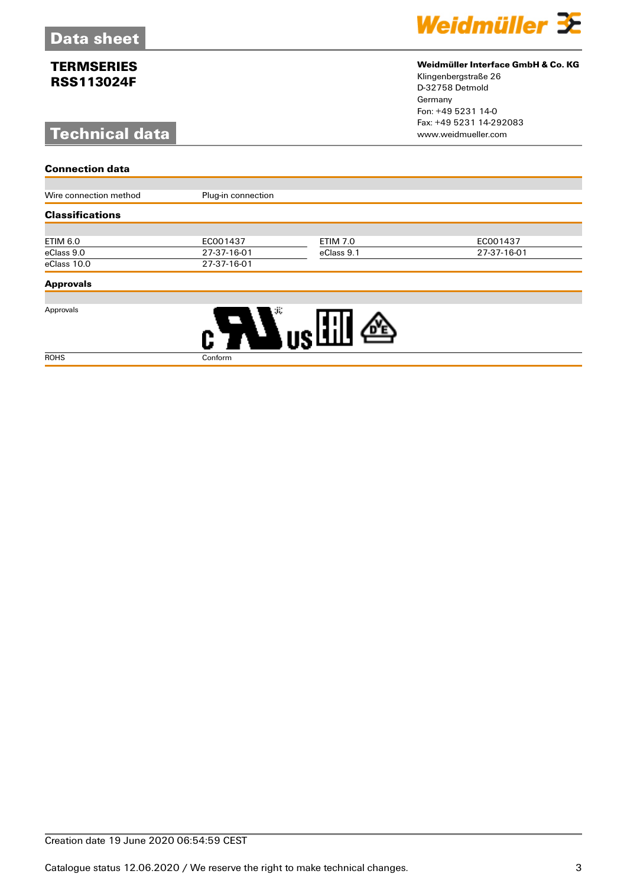# Data sheet

## TERMSERIES RSS113024F

## Technical data

**Weidmüller Interface GmbH & Co. KG**
Klingenbergstraße 26
D-32758 Detmold
Germany
Fon: +49 5231 14-0
Fax: +49 5231 14-292083
www.weidmueller.com

### Connection data

| | |
|---|---|
| Wire connection method | Plug-in connection |

### Classifications

| | | | |
|---|---|---|---|
| ETIM 6.0 | EC001437 | ETIM 7.0 | EC001437 |
| eClass 9.0 | 27-37-16-01 | eClass 9.1 | 27-37-16-01 |
| eClass 10.0 | 27-37-16-01 | | |

### Approvals

| | |
|---|---|
| Approvals | |
| ROHS | Conform |

Creation date 19 June 2020 06:54:59 CEST

Catalogue status 12.06.2020 / We reserve the right to make technical changes.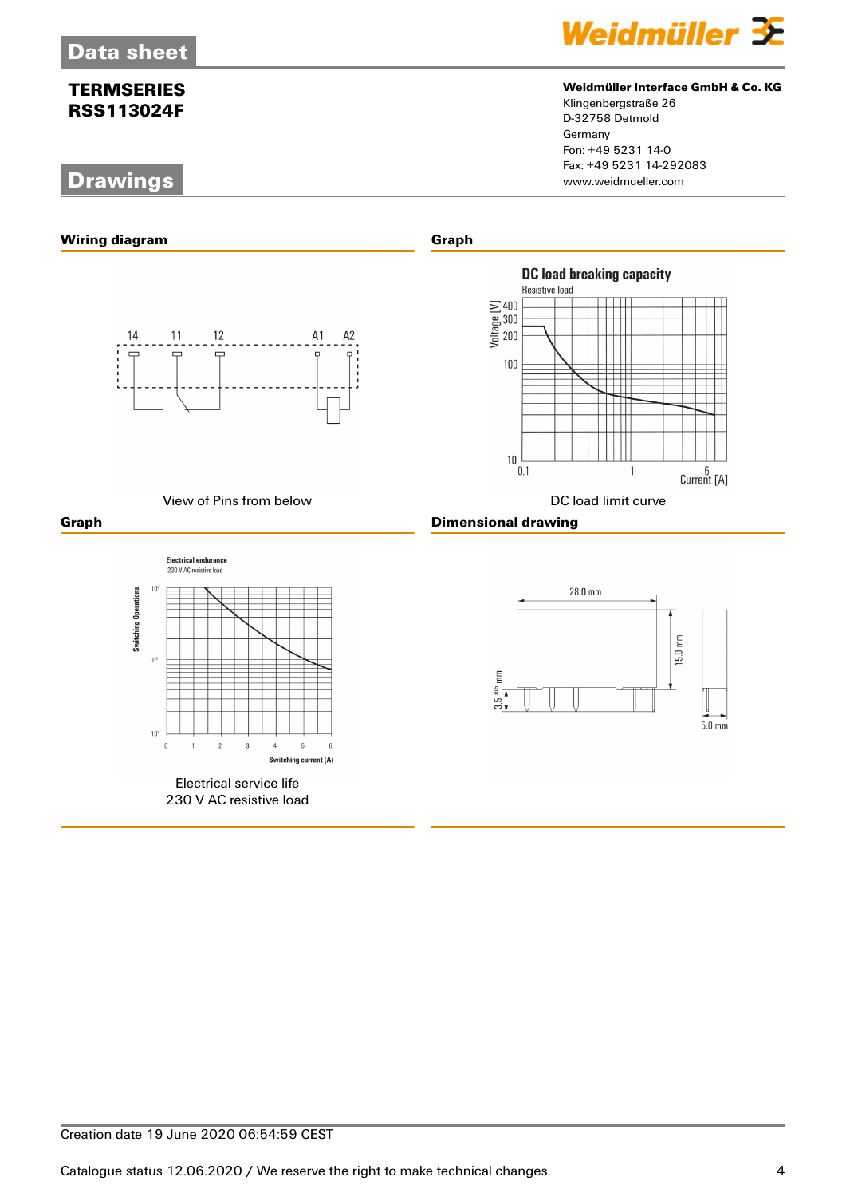## Drawings

### Wiring diagram

14 11 12 A1 A2

View of Pins from below

### Graph

DC load breaking capacity

Resistive load

DC load limit curve

### Graph

Electrical endurance

230 V AC resistive load

Electrical service life
230 V AC resistive load

### Dimensional drawing

28.0 mm

15.0 mm

3.5 mm

5.0 mm

Creation date 19 June 2020 06:54:59 CEST

Catalogue status 12.06.2020 / We reserve the right to make technical changes.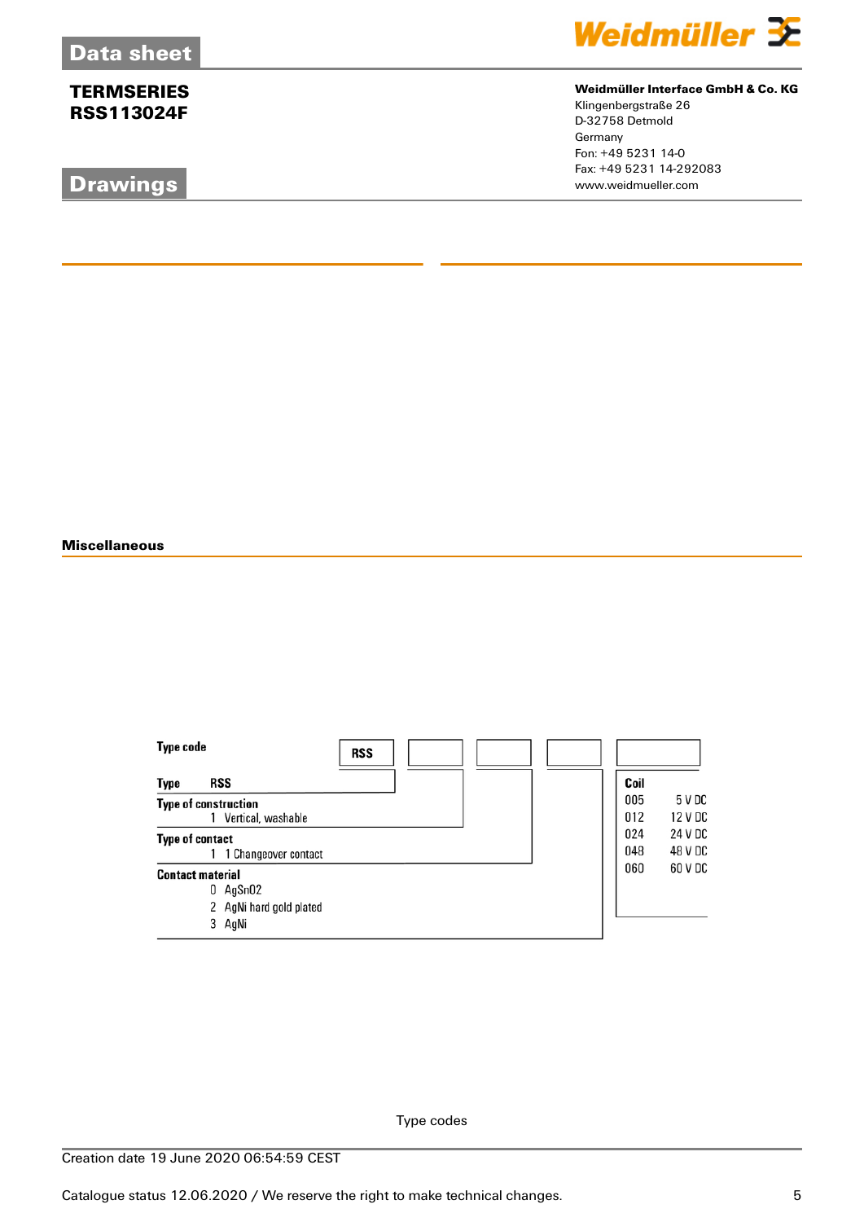# Data sheet

**TERMSERIES**
**RSS113024F**

**Weidmüller Interface GmbH & Co. KG**
Klingenbergstraße 26
D-32758 Detmold
Germany
Fon: +49 5231 14-0
Fax: +49 5231 14-292083
www.weidmueller.com

## Drawings

### Miscellaneous

**Type code**

RSS

**Type** RSS

**Type of construction**
1 Vertical, washable

**Type of contact**
1 1 Changeover contact

**Contact material**
0 AgSnO2
2 AgNi hard gold plated
3 AgNi

| Coil | |
|---|---|
| 005 | 5 V DC |
| 012 | 12 V DC |
| 024 | 24 V DC |
| 048 | 48 V DC |
| 060 | 60 V DC |

Type codes

Creation date 19 June 2020 06:54:59 CEST

Catalogue status 12.06.2020 / We reserve the right to make technical changes.